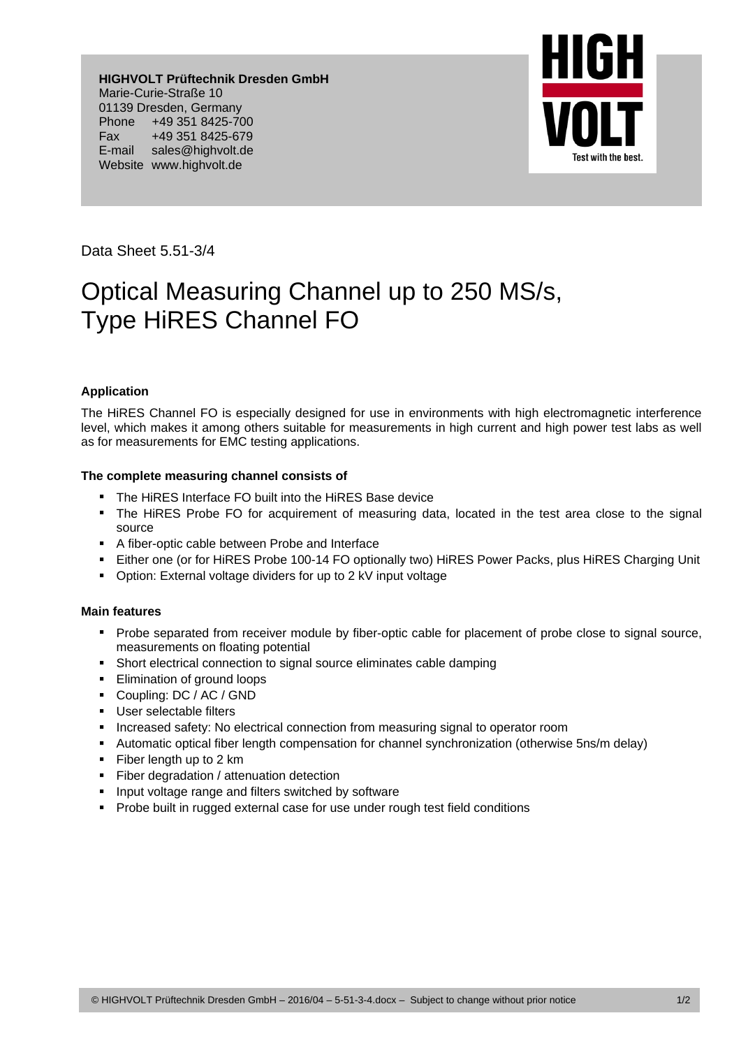**HIGHVOLT Prüftechnik Dresden GmbH**
Marie-Curie-Straße 10
01139 Dresden, Germany
Phone +49 351 8425-700
Fax +49 351 8425-679
E-mail sales@highvolt.de
Website www.highvolt.de

HIGH VOLT
Test with the best.

Data Sheet 5.51-3/4

# Optical Measuring Channel up to 250 MS/s, Type HiRES Channel FO

### Application

The HiRES Channel FO is especially designed for use in environments with high electromagnetic interference level, which makes it among others suitable for measurements in high current and high power test labs as well as for measurements for EMC testing applications.

### The complete measuring channel consists of

- The HiRES Interface FO built into the HiRES Base device
- The HiRES Probe FO for acquirement of measuring data, located in the test area close to the signal source
- A fiber-optic cable between Probe and Interface
- Either one (or for HiRES Probe 100-14 FO optionally two) HiRES Power Packs, plus HiRES Charging Unit
- Option: External voltage dividers for up to 2 kV input voltage

### Main features

- Probe separated from receiver module by fiber-optic cable for placement of probe close to signal source, measurements on floating potential
- Short electrical connection to signal source eliminates cable damping
- Elimination of ground loops
- Coupling: DC / AC / GND
- User selectable filters
- Increased safety: No electrical connection from measuring signal to operator room
- Automatic optical fiber length compensation for channel synchronization (otherwise 5ns/m delay)
- Fiber length up to 2 km
- Fiber degradation / attenuation detection
- Input voltage range and filters switched by software
- Probe built in rugged external case for use under rough test field conditions

© HIGHVOLT Prüftechnik Dresden GmbH – 2016/04 – 5-51-3-4.docx – Subject to change without prior notice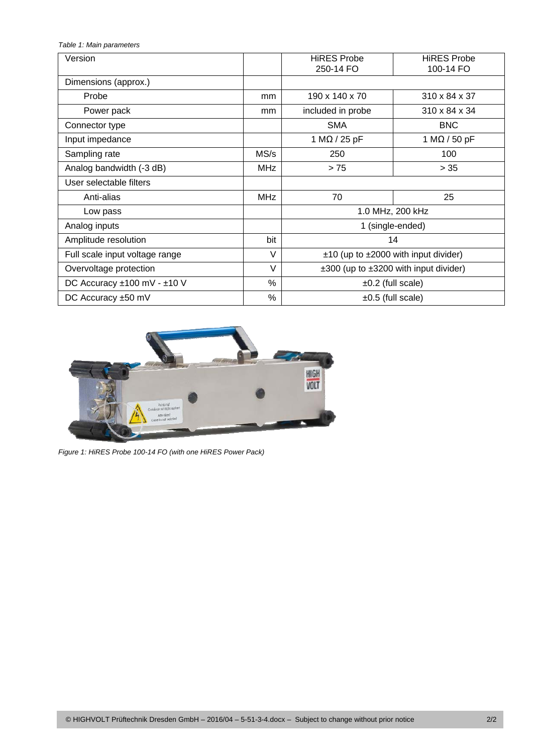*Table 1: Main parameters*

| Version | | HiRES Probe 250-14 FO | HiRES Probe 100-14 FO |
|---|---|---|---|
| Dimensions (approx.) | | | |
| Probe | mm | 190 x 140 x 70 | 310 x 84 x 37 |
| Power pack | mm | included in probe | 310 x 84 x 34 |
| Connector type | | SMA | BNC |
| Input impedance | | 1 MΩ / 25 pF | 1 MΩ / 50 pF |
| Sampling rate | MS/s | 250 | 100 |
| Analog bandwidth (-3 dB) | MHz | > 75 | > 35 |
| User selectable filters | | | |
| Anti-alias | MHz | 70 | 25 |
| Low pass | | 1.0 MHz, 200 kHz | |
| Analog inputs | | 1 (single-ended) | |
| Amplitude resolution | bit | 14 | |
| Full scale input voltage range | V | ±10 (up to ±2000 with input divider) | |
| Overvoltage protection | V | ±300 (up to ±3200 with input divider) | |
| DC Accuracy ±100 mV - ±10 V | % | ±0.2 (full scale) | |
| DC Accuracy ±50 mV | % | ±0.5 (full scale) | |

*Figure 1: HiRES Probe 100-14 FO (with one HiRES Power Pack)*